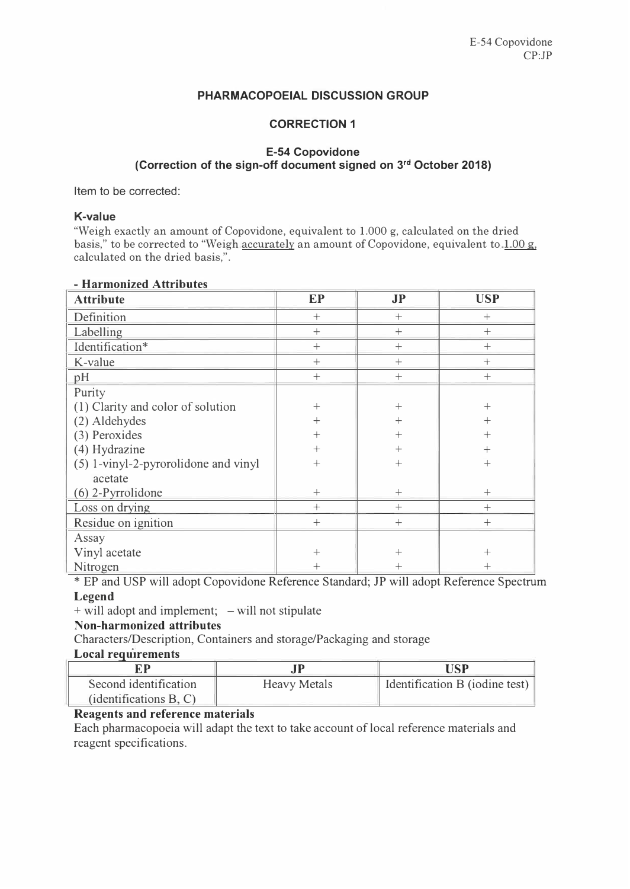E-54 Copovidone
CP:JP

# PHARMACOPOEIAL DISCUSSION GROUP

## CORRECTION 1

### E-54 Copovidone
### (Correction of the sign-off document signed on 3rd October 2018)

Item to be corrected:

**K-value**

"Weigh exactly an amount of Copovidone, equivalent to 1.000 g, calculated on the dried basis," to be corrected to "Weigh accurately an amount of Copovidone, equivalent to 1.00 g, calculated on the dried basis,".

**- Harmonized Attributes**

| Attribute | EP | JP | USP |
|---|---|---|---|
| Definition | + | + | + |
| Labelling | + | + | + |
| Identification* | + | + | + |
| K-value | + | + | + |
| pH | + | + | + |
| Purity | | | |
| (1) Clarity and color of solution | + | + | + |
| (2) Aldehydes | + | + | + |
| (3) Peroxides | + | + | + |
| (4) Hydrazine | + | + | + |
| (5) 1-vinyl-2-pyrorolidone and vinyl acetate | + | + | + |
| (6) 2-Pyrrolidone | + | + | + |
| Loss on drying | + | + | + |
| Residue on ignition | + | + | + |
| Assay | | | |
| Vinyl acetate | + | + | + |
| Nitrogen | + | + | + |

\* EP and USP will adopt Copovidone Reference Standard; JP will adopt Reference Spectrum

**Legend**

\+ will adopt and implement; – will not stipulate

**Non-harmonized attributes**

Characters/Description, Containers and storage/Packaging and storage

**Local requirements**

| EP | JP | USP |
|---|---|---|
| Second identification (identifications B, C) | Heavy Metals | Identification B (iodine test) |

**Reagents and reference materials**

Each pharmacopoeia will adapt the text to take account of local reference materials and reagent specifications.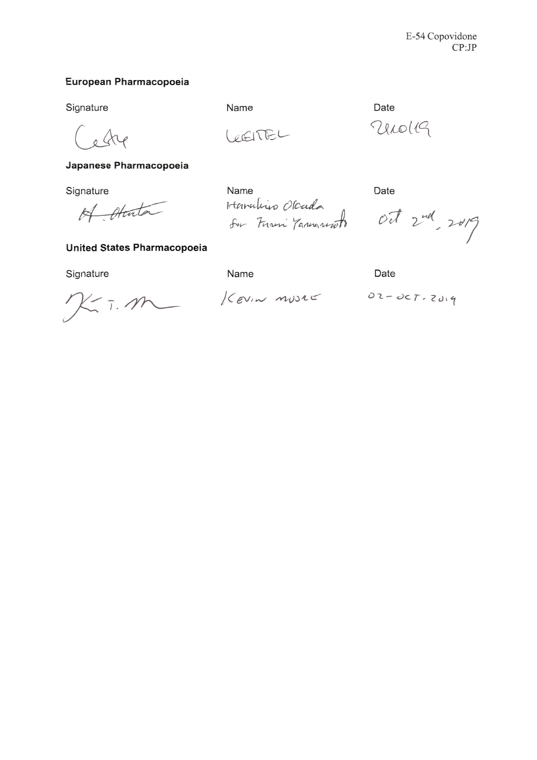E-54 Copovidone
CP:JP

**European Pharmacopoeia**

| Signature | Name | Date |
|---|---|---|
| Cesty | LEITEL | 2/10/19 |

**Japanese Pharmacopoeia**

| Signature | Name | Date |
|---|---|---|
| H. Okuda | Haruhiro Okuda for Fumi Yamamoto | Oct 2nd, 2019 |

**United States Pharmacopoeia**

| Signature | Name | Date |
|---|---|---|
| K. T. M | KEVIN MOORE | 02-OCT-2019 |